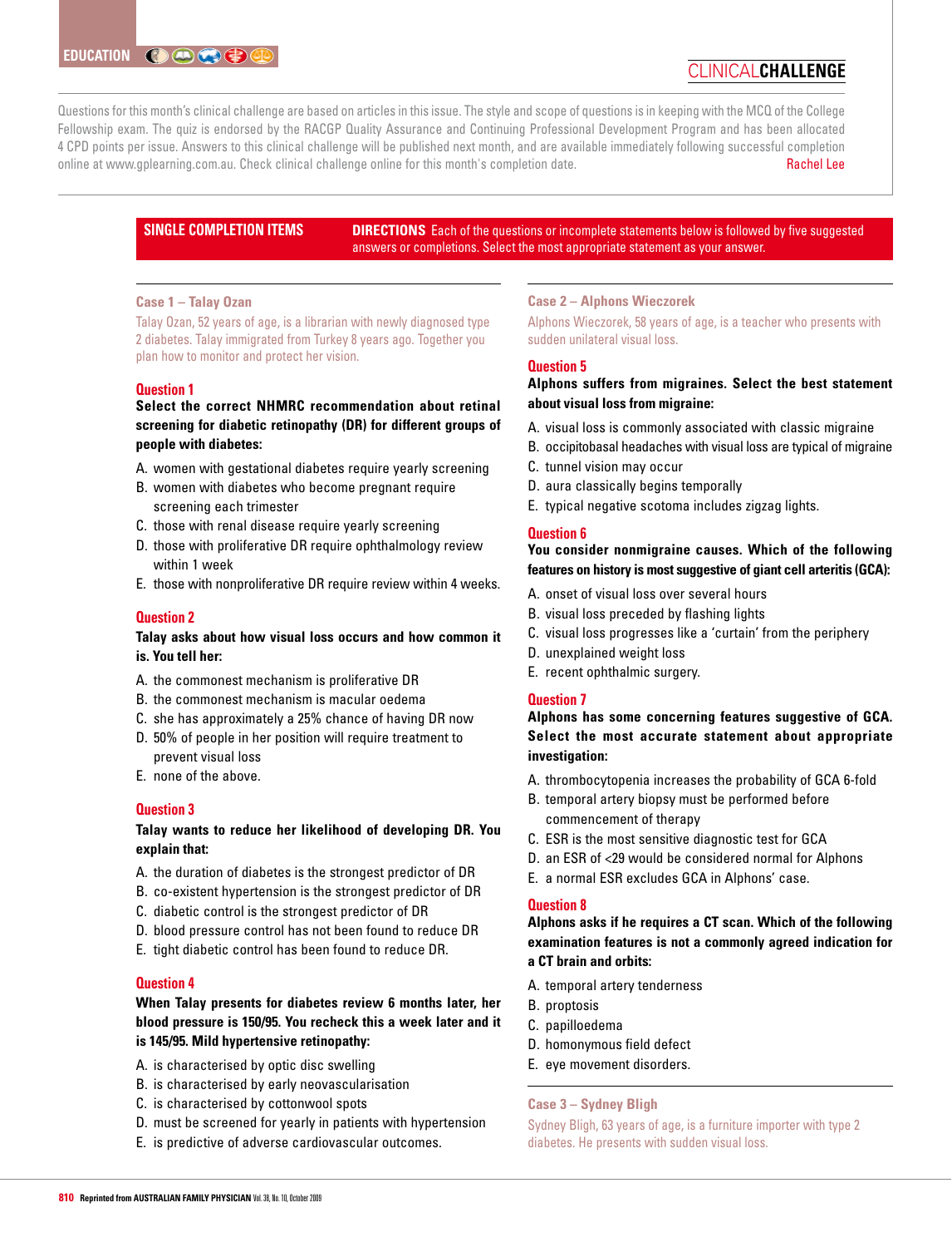EDUCATION

# CLINICAL CHALLENGE

Questions for this month's clinical challenge are based on articles in this issue. The style and scope of questions is in keeping with the MCQ of the College Fellowship exam. The quiz is endorsed by the RACGP Quality Assurance and Continuing Professional Development Program and has been allocated 4 CPD points per issue. Answers to this clinical challenge will be published next month, and are available immediately following successful completion online at www.gplearning.com.au. Check clinical challenge online for this month's completion date.

Rachel Lee

## SINGLE COMPLETION ITEMS

**DIRECTIONS** Each of the questions or incomplete statements below is followed by five suggested answers or completions. Select the most appropriate statement as your answer.

### Case 1 – Talay Ozan

Talay Ozan, 52 years of age, is a librarian with newly diagnosed type 2 diabetes. Talay immigrated from Turkey 8 years ago. Together you plan how to monitor and protect her vision.

#### Question 1

**Select the correct NHMRC recommendation about retinal screening for diabetic retinopathy (DR) for different groups of people with diabetes:**

A. women with gestational diabetes require yearly screening
B. women with diabetes who become pregnant require screening each trimester
C. those with renal disease require yearly screening
D. those with proliferative DR require ophthalmology review within 1 week
E. those with nonproliferative DR require review within 4 weeks.

#### Question 2

**Talay asks about how visual loss occurs and how common it is. You tell her:**

A. the commonest mechanism is proliferative DR
B. the commonest mechanism is macular oedema
C. she has approximately a 25% chance of having DR now
D. 50% of people in her position will require treatment to prevent visual loss
E. none of the above.

#### Question 3

**Talay wants to reduce her likelihood of developing DR. You explain that:**

A. the duration of diabetes is the strongest predictor of DR
B. co-existent hypertension is the strongest predictor of DR
C. diabetic control is the strongest predictor of DR
D. blood pressure control has not been found to reduce DR
E. tight diabetic control has been found to reduce DR.

#### Question 4

**When Talay presents for diabetes review 6 months later, her blood pressure is 150/95. You recheck this a week later and it is 145/95. Mild hypertensive retinopathy:**

A. is characterised by optic disc swelling
B. is characterised by early neovascularisation
C. is characterised by cottonwool spots
D. must be screened for yearly in patients with hypertension
E. is predictive of adverse cardiovascular outcomes.

### Case 2 – Alphons Wieczorek

Alphons Wieczorek, 58 years of age, is a teacher who presents with sudden unilateral visual loss.

#### Question 5

**Alphons suffers from migraines. Select the best statement about visual loss from migraine:**

A. visual loss is commonly associated with classic migraine
B. occipitobasal headaches with visual loss are typical of migraine
C. tunnel vision may occur
D. aura classically begins temporally
E. typical negative scotoma includes zigzag lights.

#### Question 6

**You consider nonmigraine causes. Which of the following features on history is most suggestive of giant cell arteritis (GCA):**

A. onset of visual loss over several hours
B. visual loss preceded by flashing lights
C. visual loss progresses like a 'curtain' from the periphery
D. unexplained weight loss
E. recent ophthalmic surgery.

#### Question 7

**Alphons has some concerning features suggestive of GCA. Select the most accurate statement about appropriate investigation:**

A. thrombocytopenia increases the probability of GCA 6-fold
B. temporal artery biopsy must be performed before commencement of therapy
C. ESR is the most sensitive diagnostic test for GCA
D. an ESR of <29 would be considered normal for Alphons
E. a normal ESR excludes GCA in Alphons' case.

#### Question 8

**Alphons asks if he requires a CT scan. Which of the following examination features is not a commonly agreed indication for a CT brain and orbits:**

A. temporal artery tenderness
B. proptosis
C. papilloedema
D. homonymous field defect
E. eye movement disorders.

### Case 3 – Sydney Bligh

Sydney Bligh, 63 years of age, is a furniture importer with type 2 diabetes. He presents with sudden visual loss.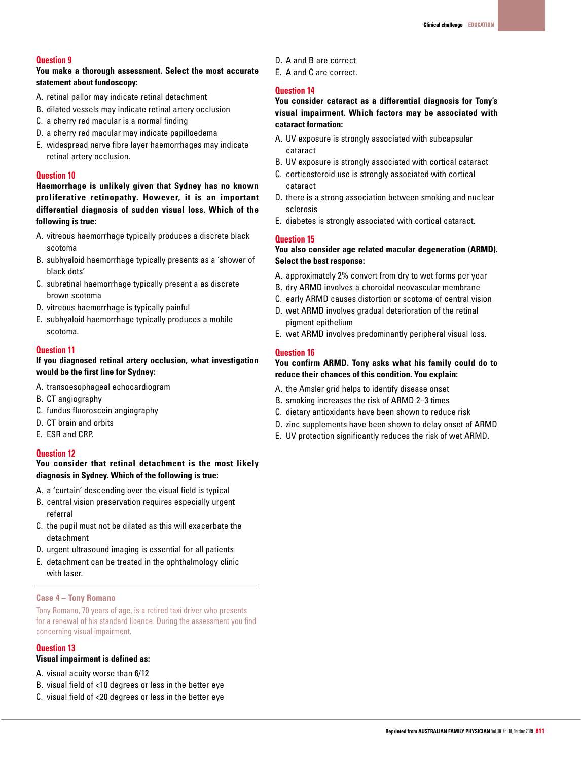### Question 9

**You make a thorough assessment. Select the most accurate statement about fundoscopy:**

A. retinal pallor may indicate retinal detachment
B. dilated vessels may indicate retinal artery occlusion
C. a cherry red macular is a normal finding
D. a cherry red macular may indicate papilloedema
E. widespread nerve fibre layer haemorrhages may indicate retinal artery occlusion.

### Question 10

**Haemorrhage is unlikely given that Sydney has no known proliferative retinopathy. However, it is an important differential diagnosis of sudden visual loss. Which of the following is true:**

A. vitreous haemorrhage typically produces a discrete black scotoma
B. subhyaloid haemorrhage typically presents as a 'shower of black dots'
C. subretinal haemorrhage typically present a as discrete brown scotoma
D. vitreous haemorrhage is typically painful
E. subhyaloid haemorrhage typically produces a mobile scotoma.

### Question 11

**If you diagnosed retinal artery occlusion, what investigation would be the first line for Sydney:**

A. transoesophageal echocardiogram
B. CT angiography
C. fundus fluoroscein angiography
D. CT brain and orbits
E. ESR and CRP.

### Question 12

**You consider that retinal detachment is the most likely diagnosis in Sydney. Which of the following is true:**

A. a 'curtain' descending over the visual field is typical
B. central vision preservation requires especially urgent referral
C. the pupil must not be dilated as this will exacerbate the detachment
D. urgent ultrasound imaging is essential for all patients
E. detachment can be treated in the ophthalmology clinic with laser.

## Case 4 – Tony Romano

Tony Romano, 70 years of age, is a retired taxi driver who presents for a renewal of his standard licence. During the assessment you find concerning visual impairment.

### Question 13

**Visual impairment is defined as:**

A. visual acuity worse than 6/12
B. visual field of <10 degrees or less in the better eye
C. visual field of <20 degrees or less in the better eye
D. A and B are correct
E. A and C are correct.

### Question 14

**You consider cataract as a differential diagnosis for Tony's visual impairment. Which factors may be associated with cataract formation:**

A. UV exposure is strongly associated with subcapsular cataract
B. UV exposure is strongly associated with cortical cataract
C. corticosteroid use is strongly associated with cortical cataract
D. there is a strong association between smoking and nuclear sclerosis
E. diabetes is strongly associated with cortical cataract.

### Question 15

**You also consider age related macular degeneration (ARMD). Select the best response:**

A. approximately 2% convert from dry to wet forms per year
B. dry ARMD involves a choroidal neovascular membrane
C. early ARMD causes distortion or scotoma of central vision
D. wet ARMD involves gradual deterioration of the retinal pigment epithelium
E. wet ARMD involves predominantly peripheral visual loss.

### Question 16

**You confirm ARMD. Tony asks what his family could do to reduce their chances of this condition. You explain:**

A. the Amsler grid helps to identify disease onset
B. smoking increases the risk of ARMD 2–3 times
C. dietary antioxidants have been shown to reduce risk
D. zinc supplements have been shown to delay onset of ARMD
E. UV protection significantly reduces the risk of wet ARMD.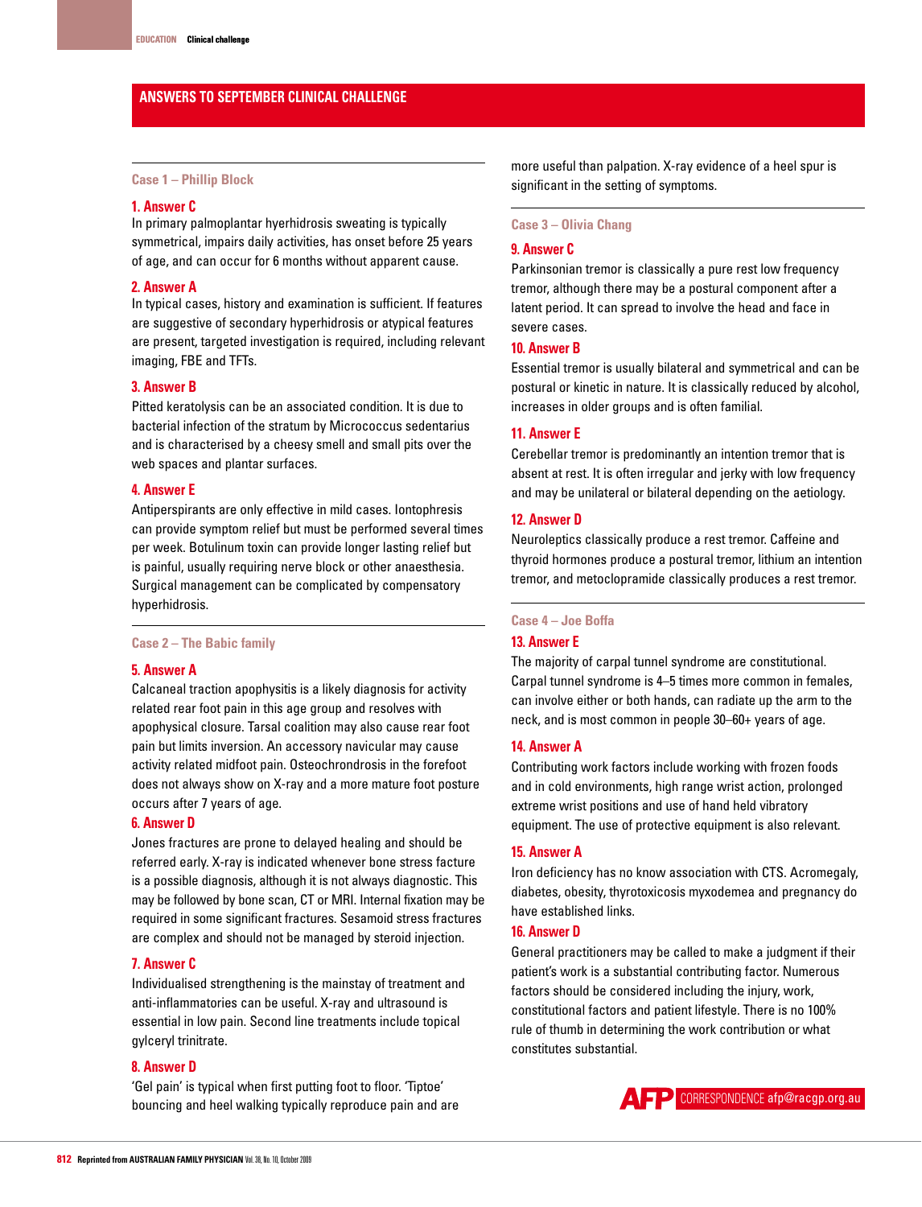## ANSWERS TO SEPTEMBER CLINICAL CHALLENGE

### Case 1 – Phillip Block

**1. Answer C**

In primary palmoplantar hyerhidrosis sweating is typically symmetrical, impairs daily activities, has onset before 25 years of age, and can occur for 6 months without apparent cause.

**2. Answer A**

In typical cases, history and examination is sufficient. If features are suggestive of secondary hyperhidrosis or atypical features are present, targeted investigation is required, including relevant imaging, FBE and TFTs.

**3. Answer B**

Pitted keratolysis can be an associated condition. It is due to bacterial infection of the stratum by Micrococcus sedentarius and is characterised by a cheesy smell and small pits over the web spaces and plantar surfaces.

**4. Answer E**

Antiperspirants are only effective in mild cases. Iontophresis can provide symptom relief but must be performed several times per week. Botulinum toxin can provide longer lasting relief but is painful, usually requiring nerve block or other anaesthesia. Surgical management can be complicated by compensatory hyperhidrosis.

### Case 2 – The Babic family

**5. Answer A**

Calcaneal traction apophysitis is a likely diagnosis for activity related rear foot pain in this age group and resolves with apophyseal closure. Tarsal coalition may also cause rear foot pain but limits inversion. An accessory navicular may cause activity related midfoot pain. Osteochrondrosis in the forefoot does not always show on X-ray and a more mature foot posture occurs after 7 years of age.

**6. Answer D**

Jones fractures are prone to delayed healing and should be referred early. X-ray is indicated whenever bone stress facture is a possible diagnosis, although it is not always diagnostic. This may be followed by bone scan, CT or MRI. Internal fixation may be required in some significant fractures. Sesamoid stress fractures are complex and should not be managed by steroid injection.

**7. Answer C**

Individualised strengthening is the mainstay of treatment and anti-inflammatories can be useful. X-ray and ultrasound is essential in low pain. Second line treatments include topical gylceryl trinitrate.

**8. Answer D**

'Gel pain' is typical when first putting foot to floor. 'Tiptoe' bouncing and heel walking typically reproduce pain and are more useful than palpation. X-ray evidence of a heel spur is significant in the setting of symptoms.

### Case 3 – Olivia Chang

**9. Answer C**

Parkinsonian tremor is classically a pure rest low frequency tremor, although there may be a postural component after a latent period. It can spread to involve the head and face in severe cases.

**10. Answer B**

Essential tremor is usually bilateral and symmetrical and can be postural or kinetic in nature. It is classically reduced by alcohol, increases in older groups and is often familial.

**11. Answer E**

Cerebellar tremor is predominantly an intention tremor that is absent at rest. It is often irregular and jerky with low frequency and may be unilateral or bilateral depending on the aetiology.

**12. Answer D**

Neuroleptics classically produce a rest tremor. Caffeine and thyroid hormones produce a postural tremor, lithium an intention tremor, and metoclopramide classically produces a rest tremor.

### Case 4 – Joe Boffa

**13. Answer E**

The majority of carpal tunnel syndrome are constitutional. Carpal tunnel syndrome is 4–5 times more common in females, can involve either or both hands, can radiate up the arm to the neck, and is most common in people 30–60+ years of age.

**14. Answer A**

Contributing work factors include working with frozen foods and in cold environments, high range wrist action, prolonged extreme wrist positions and use of hand held vibratory equipment. The use of protective equipment is also relevant.

**15. Answer A**

Iron deficiency has no know association with CTS. Acromegaly, diabetes, obesity, thyrotoxicosis myxodemea and pregnancy do have established links.

**16. Answer D**

General practitioners may be called to make a judgment if their patient's work is a substantial contributing factor. Numerous factors should be considered including the injury, work, constitutional factors and patient lifestyle. There is no 100% rule of thumb in determining the work contribution or what constitutes substantial.

AFP CORRESPONDENCE afp@racgp.org.au